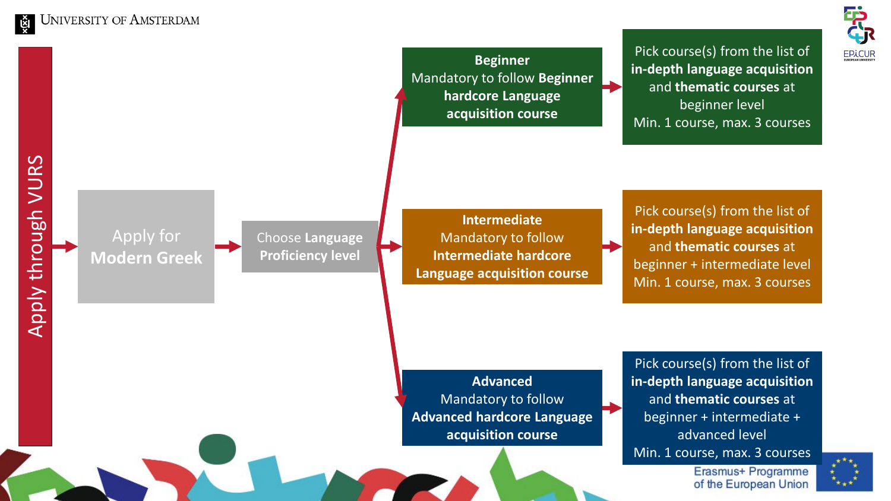University of Amsterdam

Apply through VURS → **Apply for Modern Greek** → **Choose Language Proficiency level**

### Beginner

Mandatory to follow **Beginner hardcore Language acquisition course**

→ Pick course(s) from the list of **in-depth language acquisition** and **thematic courses** at beginner level
Min. 1 course, max. 3 courses

### Intermediate

Mandatory to follow **Intermediate hardcore Language acquisition course**

→ Pick course(s) from the list of **in-depth language acquisition** and **thematic courses** at beginner + intermediate level
Min. 1 course, max. 3 courses

### Advanced

Mandatory to follow **Advanced hardcore Language acquisition course**

→ Pick course(s) from the list of **in-depth language acquisition** and **thematic courses** at beginner + intermediate + advanced level
Min. 1 course, max. 3 courses

EPiCUR European University

Erasmus+ Programme of the European Union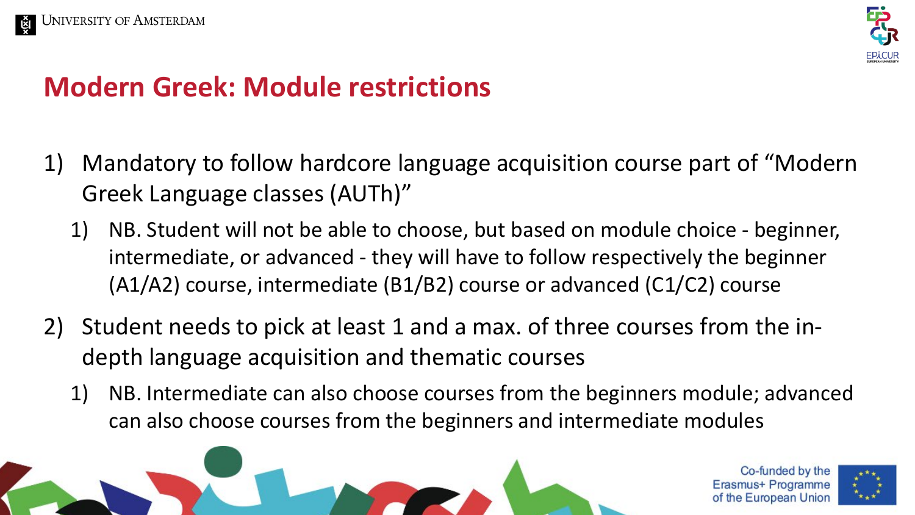# Modern Greek: Module restrictions

1) Mandatory to follow hardcore language acquisition course part of "Modern Greek Language classes (AUTh)"
   1) NB. Student will not be able to choose, but based on module choice - beginner, intermediate, or advanced - they will have to follow respectively the beginner (A1/A2) course, intermediate (B1/B2) course or advanced (C1/C2) course
2) Student needs to pick at least 1 and a max. of three courses from the in-depth language acquisition and thematic courses
   1) NB. Intermediate can also choose courses from the beginners module; advanced can also choose courses from the beginners and intermediate modules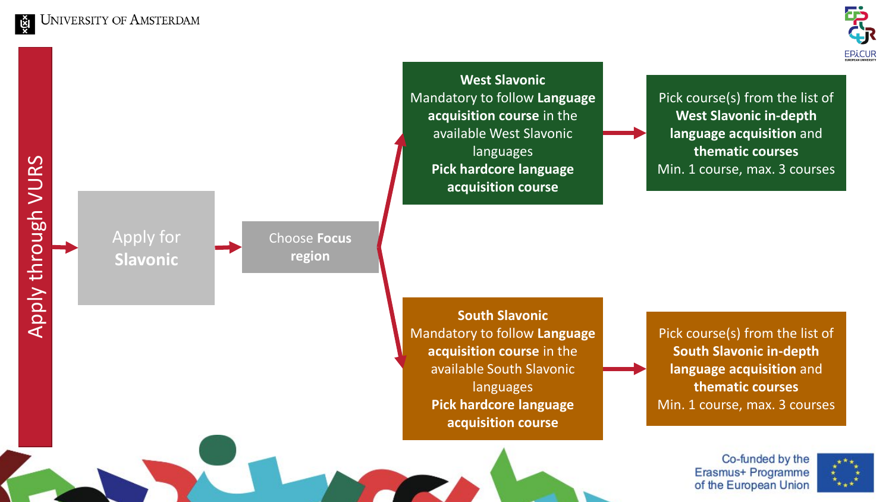Apply through VURS

Apply for **Slavonic**

Choose **Focus region**

**West Slavonic**
Mandatory to follow **Language acquisition course** in the available West Slavonic languages
**Pick hardcore language acquisition course**

Pick course(s) from the list of **West Slavonic in-depth language acquisition** and **thematic courses**
Min. 1 course, max. 3 courses

**South Slavonic**
Mandatory to follow **Language acquisition course** in the available South Slavonic languages
**Pick hardcore language acquisition course**

Pick course(s) from the list of **South Slavonic in-depth language acquisition** and **thematic courses**
Min. 1 course, max. 3 courses

Co-funded by the Erasmus+ Programme of the European Union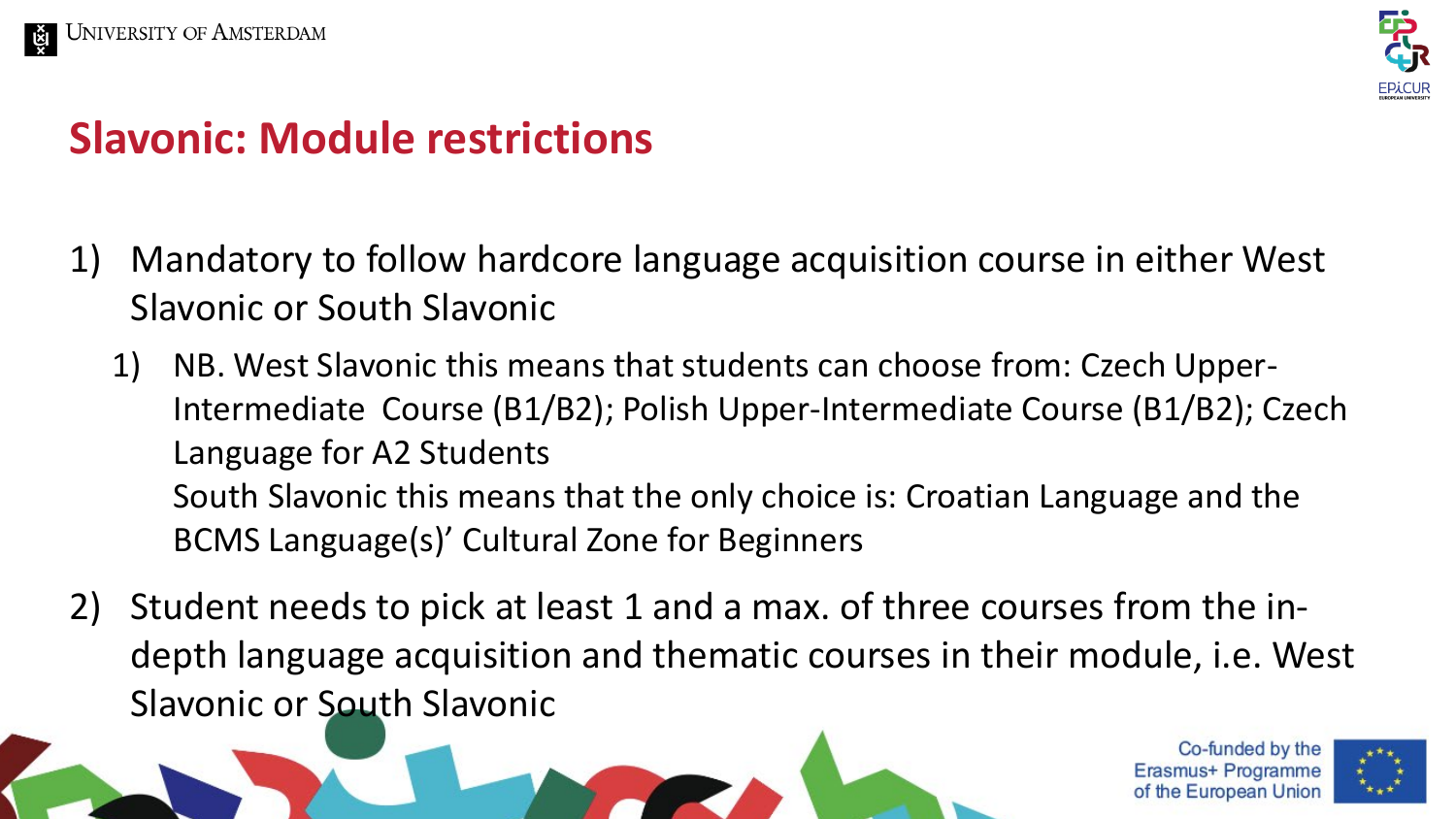# Slavonic: Module restrictions

1) Mandatory to follow hardcore language acquisition course in either West Slavonic or South Slavonic
   1) NB. West Slavonic this means that students can choose from: Czech Upper-Intermediate Course (B1/B2); Polish Upper-Intermediate Course (B1/B2); Czech Language for A2 Students
      South Slavonic this means that the only choice is: Croatian Language and the BCMS Language(s)' Cultural Zone for Beginners
2) Student needs to pick at least 1 and a max. of three courses from the in-depth language acquisition and thematic courses in their module, i.e. West Slavonic or South Slavonic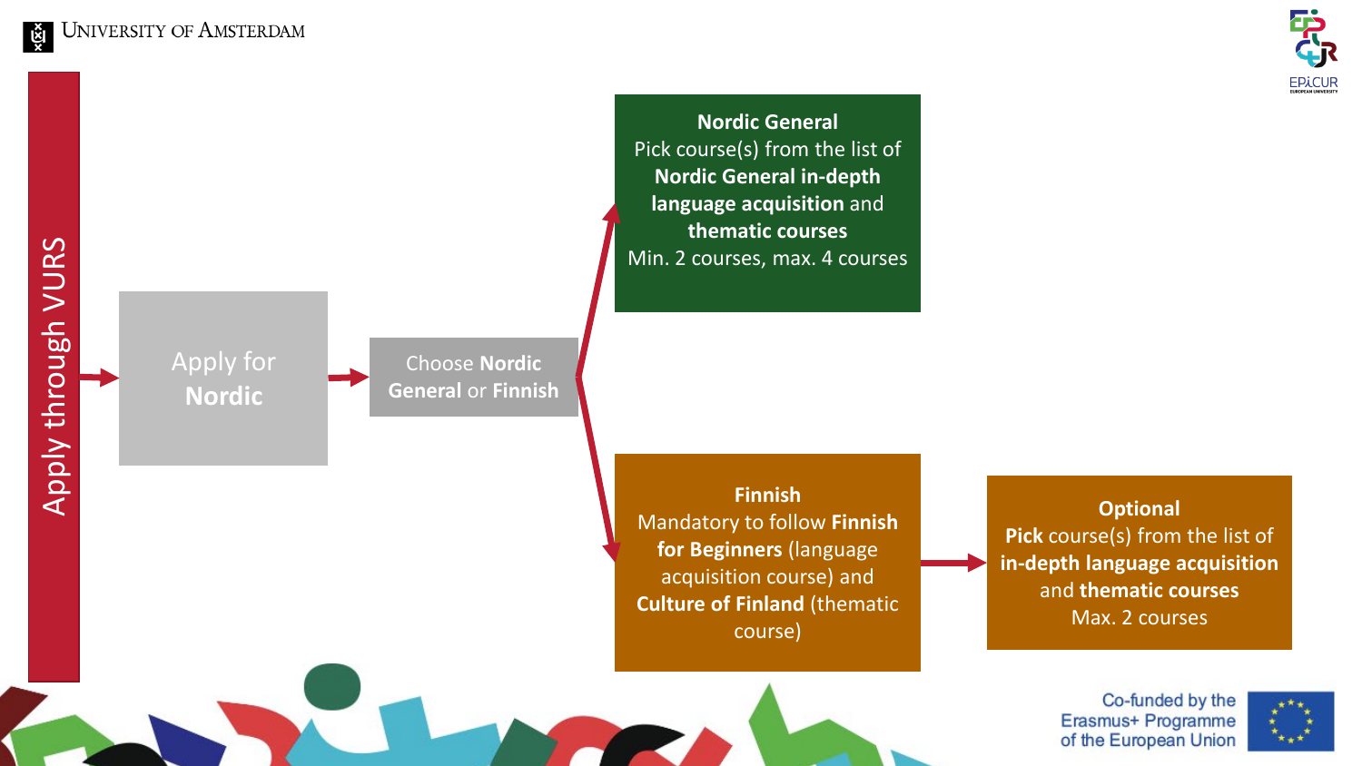Apply through VURS

Apply for **Nordic**

Choose **Nordic General** or **Finnish**

**Nordic General**
Pick course(s) from the list of **Nordic General in-depth language acquisition** and **thematic courses**
Min. 2 courses, max. 4 courses

**Finnish**
Mandatory to follow **Finnish for Beginners** (language acquisition course) and **Culture of Finland** (thematic course)

**Optional**
**Pick** course(s) from the list of **in-depth language acquisition** and **thematic courses**
Max. 2 courses

Co-funded by the Erasmus+ Programme of the European Union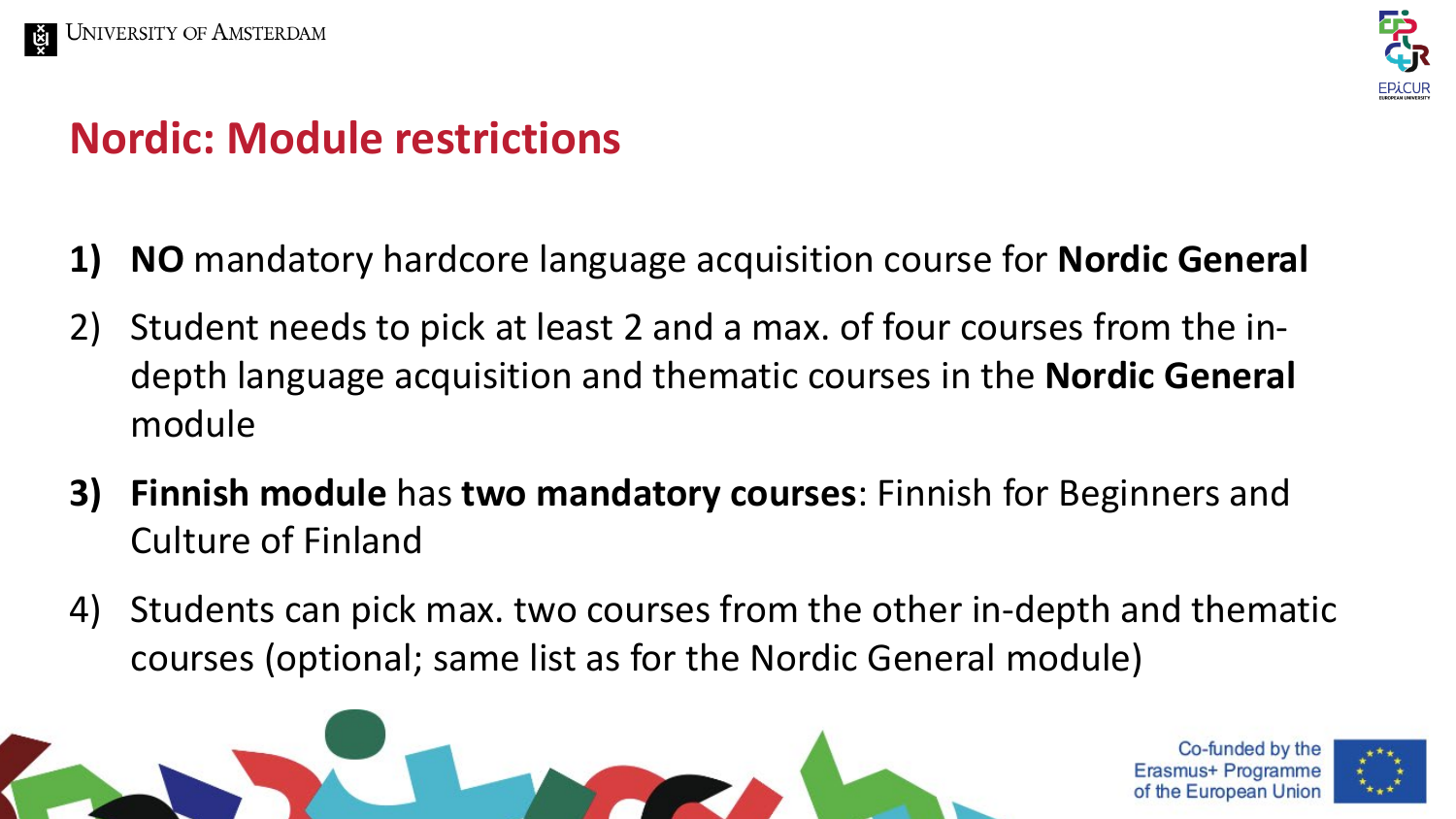# Nordic: Module restrictions

1) **NO** mandatory hardcore language acquisition course for **Nordic General**
2) Student needs to pick at least 2 and a max. of four courses from the in-depth language acquisition and thematic courses in the **Nordic General** module
3) **Finnish module** has **two mandatory courses**: Finnish for Beginners and Culture of Finland
4) Students can pick max. two courses from the other in-depth and thematic courses (optional; same list as for the Nordic General module)

Co-funded by the Erasmus+ Programme of the European Union